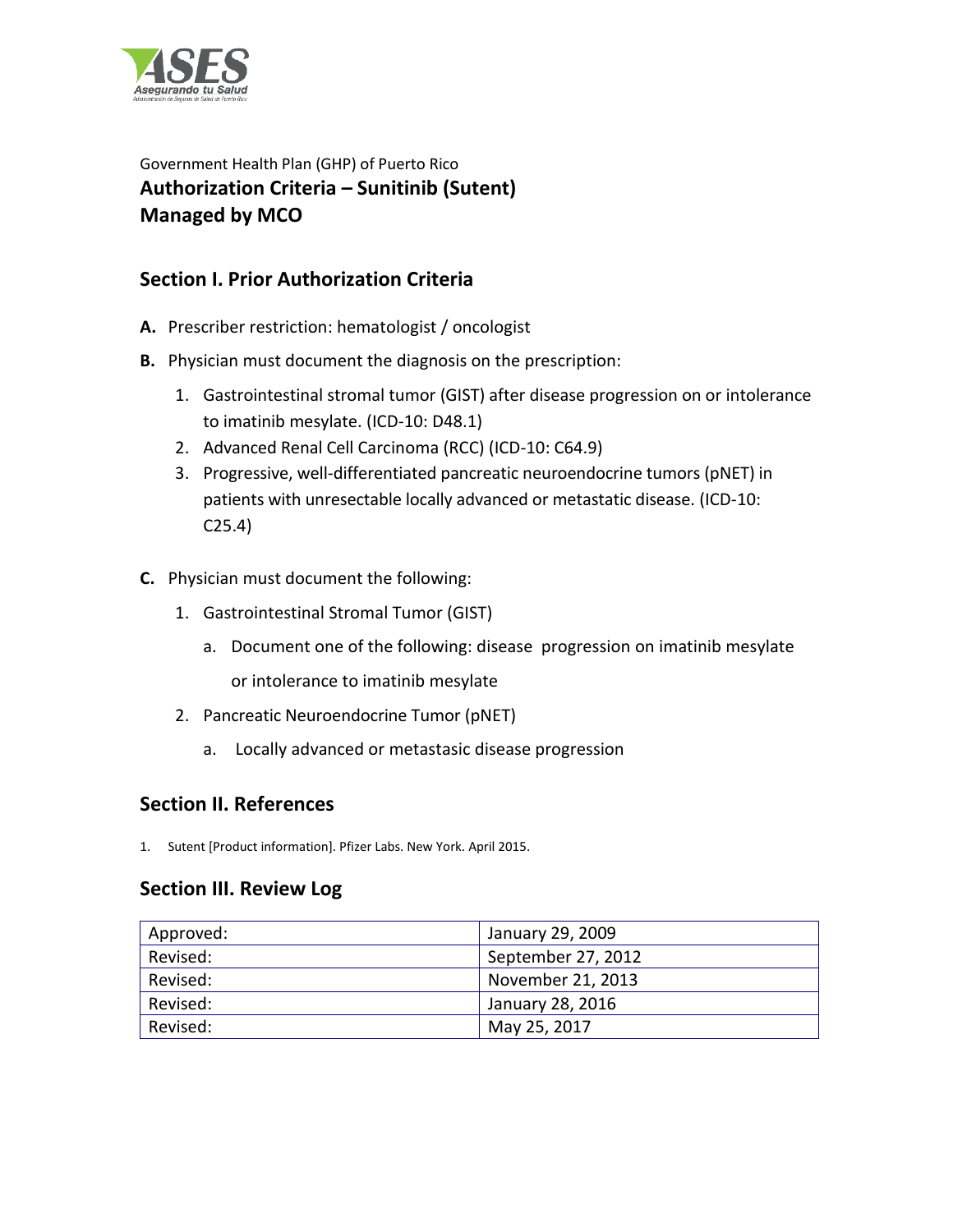Government Health Plan (GHP) of Puerto Rico

# Authorization Criteria – Sunitinib (Sutent)
# Managed by MCO

## Section I. Prior Authorization Criteria

**A.** Prescriber restriction: hematologist / oncologist

**B.** Physician must document the diagnosis on the prescription:

1. Gastrointestinal stromal tumor (GIST) after disease progression on or intolerance to imatinib mesylate. (ICD-10: D48.1)
2. Advanced Renal Cell Carcinoma (RCC) (ICD-10: C64.9)
3. Progressive, well-differentiated pancreatic neuroendocrine tumors (pNET) in patients with unresectable locally advanced or metastatic disease. (ICD-10: C25.4)

**C.** Physician must document the following:

1. Gastrointestinal Stromal Tumor (GIST)
   a. Document one of the following: disease progression on imatinib mesylate or intolerance to imatinib mesylate
2. Pancreatic Neuroendocrine Tumor (pNET)
   a. Locally advanced or metastasic disease progression

## Section II. References

1. Sutent [Product information]. Pfizer Labs. New York. April 2015.

## Section III. Review Log

| | |
|---|---|
| Approved: | January 29, 2009 |
| Revised: | September 27, 2012 |
| Revised: | November 21, 2013 |
| Revised: | January 28, 2016 |
| Revised: | May 25, 2017 |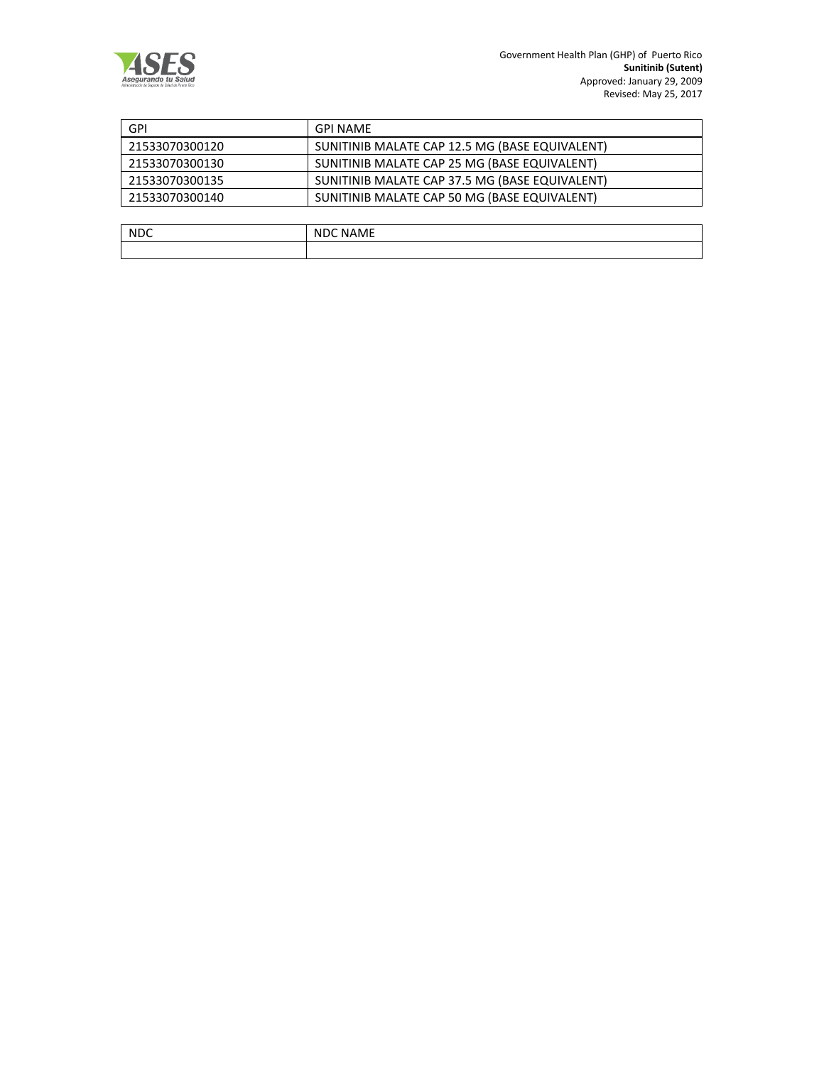| GPI | GPI NAME |
|---|---|
| 21533070300120 | SUNITINIB MALATE CAP 12.5 MG (BASE EQUIVALENT) |
| 21533070300130 | SUNITINIB MALATE CAP 25 MG (BASE EQUIVALENT) |
| 21533070300135 | SUNITINIB MALATE CAP 37.5 MG (BASE EQUIVALENT) |
| 21533070300140 | SUNITINIB MALATE CAP 50 MG (BASE EQUIVALENT) |

| NDC | NDC NAME |
|---|---|
| | |